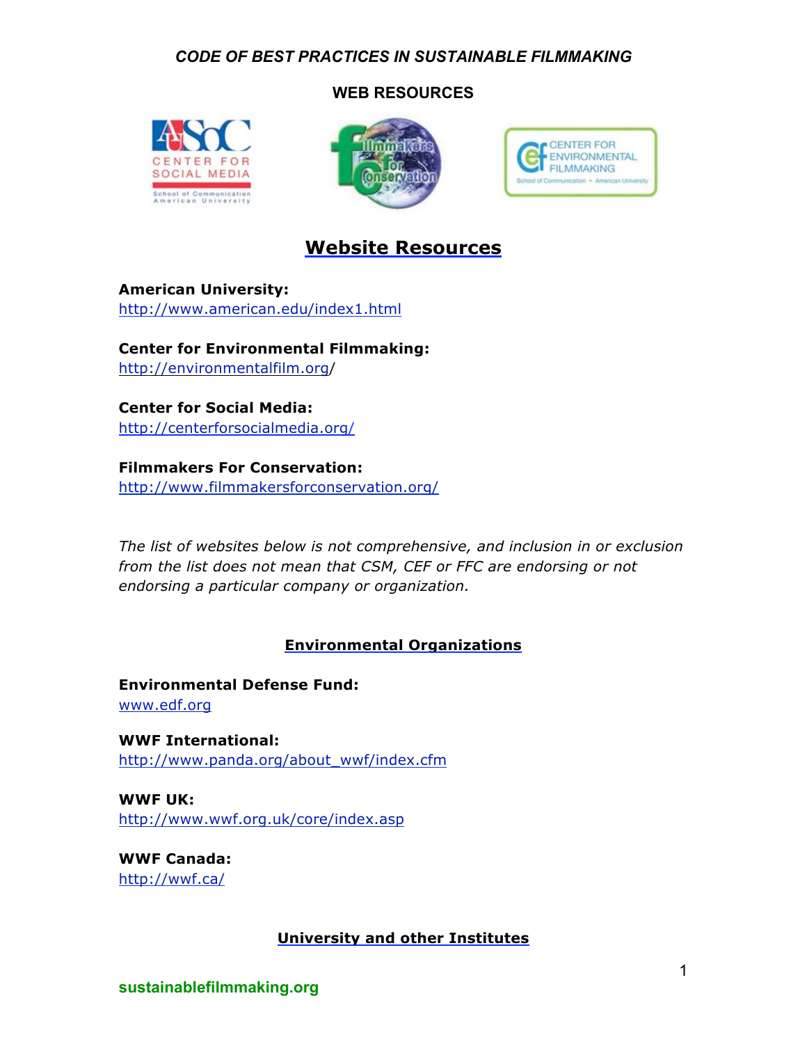# CODE OF BEST PRACTICES IN SUSTAINABLE FILMMAKING

## WEB RESOURCES

## Website Resources

**American University:**
http://www.american.edu/index1.html

**Center for Environmental Filmmaking:**
http://environmentalfilm.org/

**Center for Social Media:**
http://centerforsocialmedia.org/

**Filmmakers For Conservation:**
http://www.filmmakersforconservation.org/

*The list of websites below is not comprehensive, and inclusion in or exclusion from the list does not mean that CSM, CEF or FFC are endorsing or not endorsing a particular company or organization.*

### Environmental Organizations

**Environmental Defense Fund:**
www.edf.org

**WWF International:**
http://www.panda.org/about_wwf/index.cfm

**WWF UK:**
http://www.wwf.org.uk/core/index.asp

**WWF Canada:**
http://wwf.ca/

### University and other Institutes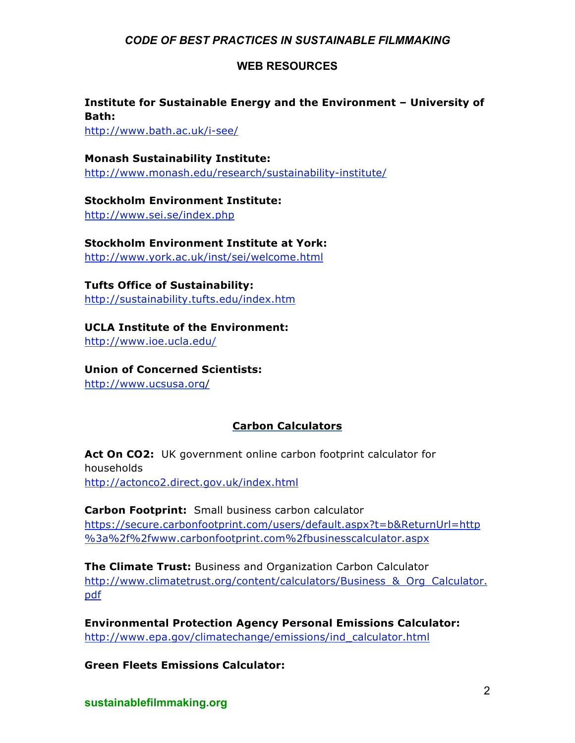## WEB RESOURCES

**Institute for Sustainable Energy and the Environment – University of Bath:**
http://www.bath.ac.uk/i-see/

**Monash Sustainability Institute:**
http://www.monash.edu/research/sustainability-institute/

**Stockholm Environment Institute:**
http://www.sei.se/index.php

**Stockholm Environment Institute at York:**
http://www.york.ac.uk/inst/sei/welcome.html

**Tufts Office of Sustainability:**
http://sustainability.tufts.edu/index.htm

**UCLA Institute of the Environment:**
http://www.ioe.ucla.edu/

**Union of Concerned Scientists:**
http://www.ucsusa.org/

### Carbon Calculators

**Act On CO2:** UK government online carbon footprint calculator for households
http://actonco2.direct.gov.uk/index.html

**Carbon Footprint:** Small business carbon calculator
https://secure.carbonfootprint.com/users/default.aspx?t=b&ReturnUrl=http%3a%2f%2fwww.carbonfootprint.com%2fbusinesscalculator.aspx

**The Climate Trust:** Business and Organization Carbon Calculator
http://www.climatetrust.org/content/calculators/Business_&_Org_Calculator.pdf

**Environmental Protection Agency Personal Emissions Calculator:**
http://www.epa.gov/climatechange/emissions/ind_calculator.html

**Green Fleets Emissions Calculator:**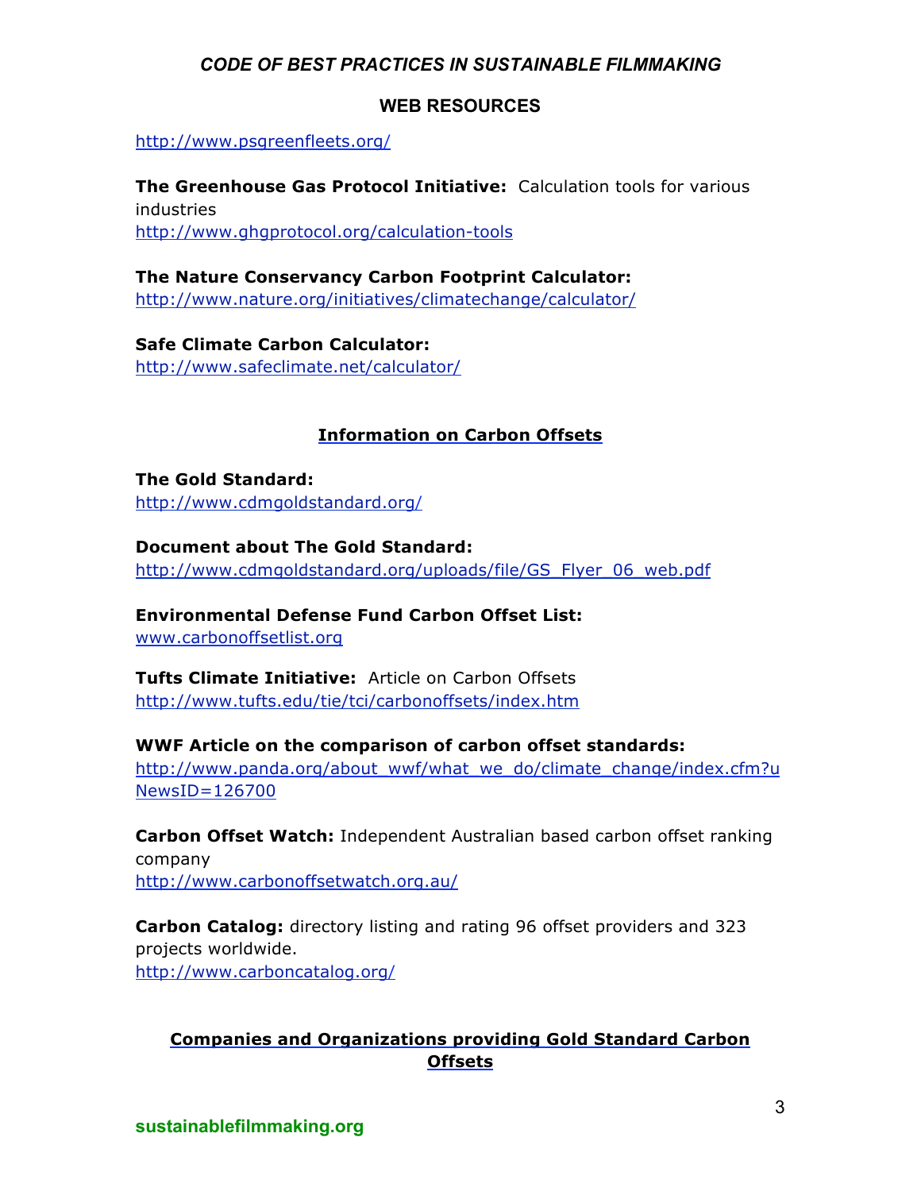## WEB RESOURCES

http://www.psgreenfleets.org/

**The Greenhouse Gas Protocol Initiative:** Calculation tools for various industries
http://www.ghgprotocol.org/calculation-tools

**The Nature Conservancy Carbon Footprint Calculator:**
http://www.nature.org/initiatives/climatechange/calculator/

**Safe Climate Carbon Calculator:**
http://www.safeclimate.net/calculator/

### Information on Carbon Offsets

**The Gold Standard:**
http://www.cdmgoldstandard.org/

**Document about The Gold Standard:**
http://www.cdmgoldstandard.org/uploads/file/GS_Flyer_06_web.pdf

**Environmental Defense Fund Carbon Offset List:**
www.carbonoffsetlist.org

**Tufts Climate Initiative:** Article on Carbon Offsets
http://www.tufts.edu/tie/tci/carbonoffsets/index.htm

**WWF Article on the comparison of carbon offset standards:**
http://www.panda.org/about_wwf/what_we_do/climate_change/index.cfm?uNewsID=126700

**Carbon Offset Watch:** Independent Australian based carbon offset ranking company
http://www.carbonoffsetwatch.org.au/

**Carbon Catalog:** directory listing and rating 96 offset providers and 323 projects worldwide.
http://www.carboncatalog.org/

### Companies and Organizations providing Gold Standard Carbon Offsets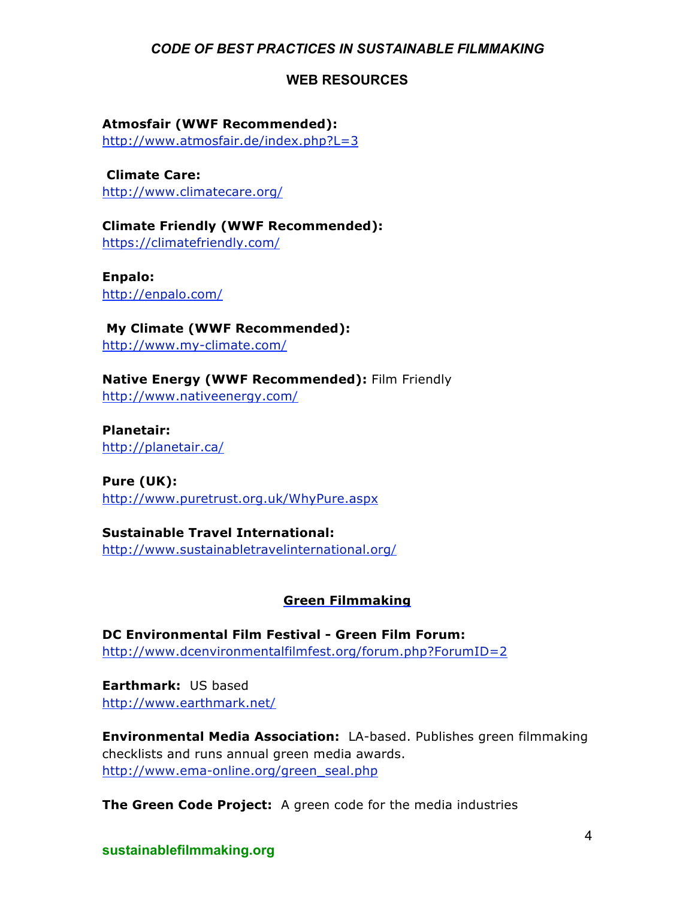## WEB RESOURCES

**Atmosfair (WWF Recommended):**
http://www.atmosfair.de/index.php?L=3

**Climate Care:**
http://www.climatecare.org/

**Climate Friendly (WWF Recommended):**
https://climatefriendly.com/

**Enpalo:**
http://enpalo.com/

**My Climate (WWF Recommended):**
http://www.my-climate.com/

**Native Energy (WWF Recommended):** Film Friendly
http://www.nativeenergy.com/

**Planetair:**
http://planetair.ca/

**Pure (UK):**
http://www.puretrust.org.uk/WhyPure.aspx

**Sustainable Travel International:**
http://www.sustainabletravelinternational.org/

### Green Filmmaking

**DC Environmental Film Festival - Green Film Forum:**
http://www.dcenvironmentalfilmfest.org/forum.php?ForumID=2

**Earthmark:** US based
http://www.earthmark.net/

**Environmental Media Association:** LA-based. Publishes green filmmaking checklists and runs annual green media awards.
http://www.ema-online.org/green_seal.php

**The Green Code Project:** A green code for the media industries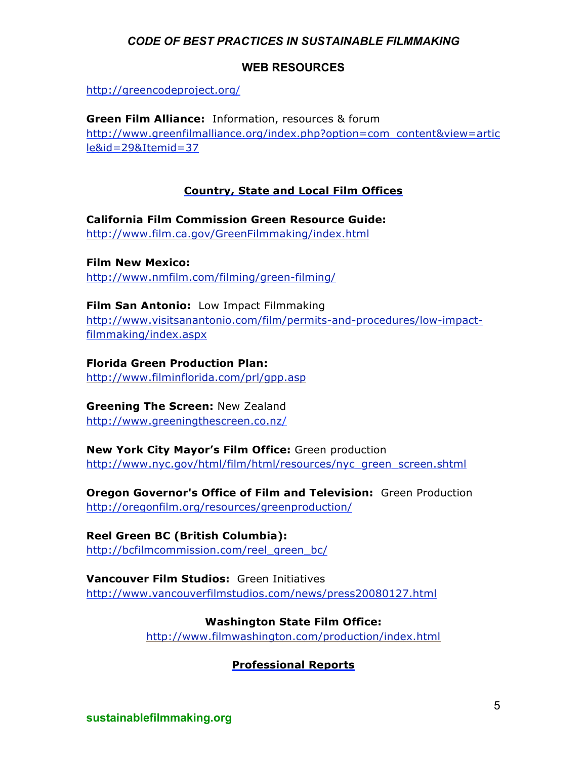## WEB RESOURCES

http://greencodeproject.org/

**Green Film Alliance:** Information, resources & forum
http://www.greenfilmalliance.org/index.php?option=com_content&view=article&id=29&Itemid=37

### Country, State and Local Film Offices

**California Film Commission Green Resource Guide:**
http://www.film.ca.gov/GreenFilmmaking/index.html

**Film New Mexico:**
http://www.nmfilm.com/filming/green-filming/

**Film San Antonio:** Low Impact Filmmaking
http://www.visitsanantonio.com/film/permits-and-procedures/low-impact-filmmaking/index.aspx

**Florida Green Production Plan:**
http://www.filminflorida.com/prl/gpp.asp

**Greening The Screen:** New Zealand
http://www.greeningthescreen.co.nz/

**New York City Mayor's Film Office:** Green production
http://www.nyc.gov/html/film/html/resources/nyc_green_screen.shtml

**Oregon Governor's Office of Film and Television:** Green Production
http://oregonfilm.org/resources/greenproduction/

**Reel Green BC (British Columbia):**
http://bcfilmcommission.com/reel_green_bc/

**Vancouver Film Studios:** Green Initiatives
http://www.vancouverfilmstudios.com/news/press20080127.html

**Washington State Film Office:**
http://www.filmwashington.com/production/index.html

### Professional Reports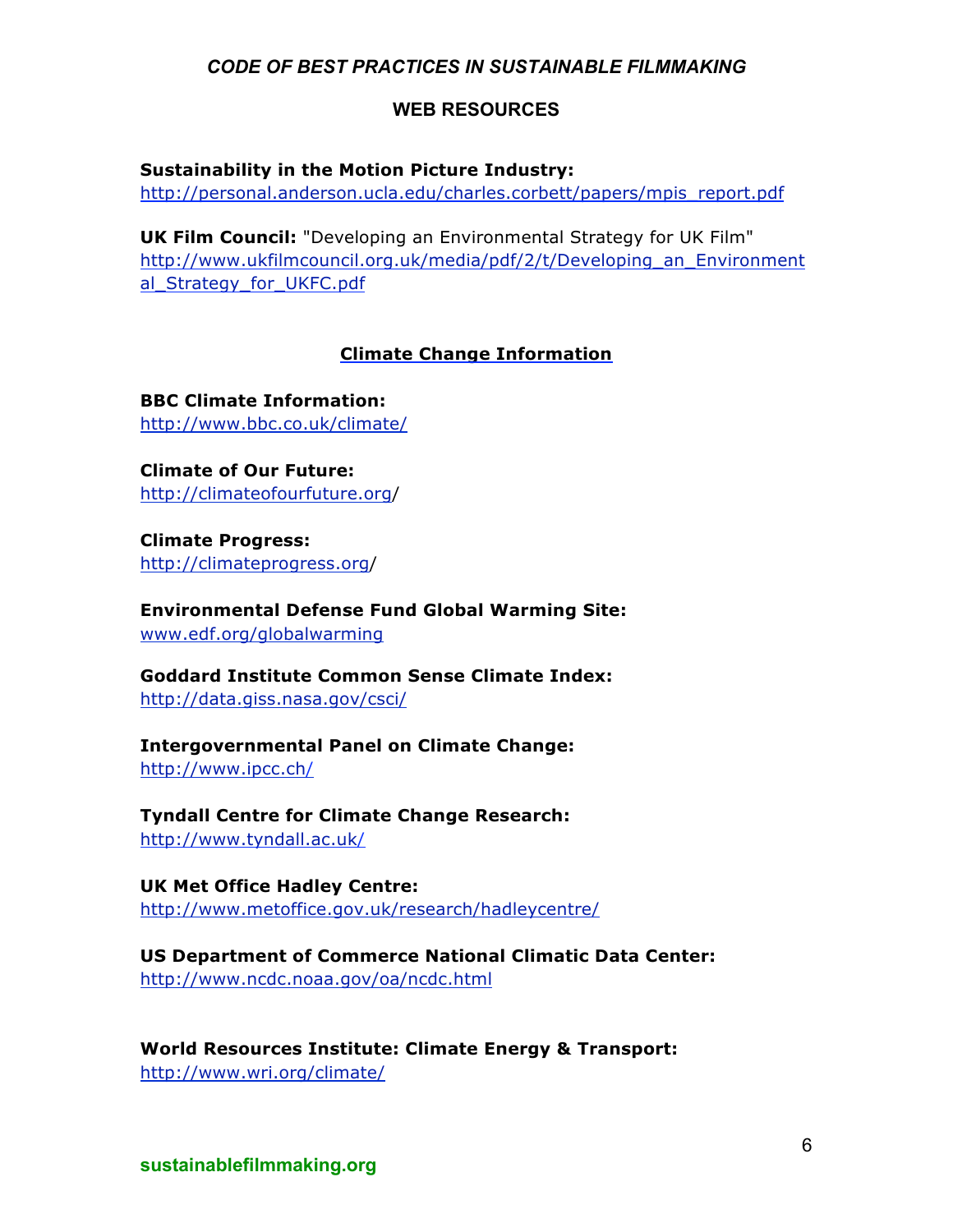## WEB RESOURCES

**Sustainability in the Motion Picture Industry:**
http://personal.anderson.ucla.edu/charles.corbett/papers/mpis_report.pdf

**UK Film Council:** "Developing an Environmental Strategy for UK Film"
http://www.ukfilmcouncil.org.uk/media/pdf/2/t/Developing_an_Environmental_Strategy_for_UKFC.pdf

### Climate Change Information

**BBC Climate Information:**
http://www.bbc.co.uk/climate/

**Climate of Our Future:**
http://climateofourfuture.org/

**Climate Progress:**
http://climateprogress.org/

**Environmental Defense Fund Global Warming Site:**
www.edf.org/globalwarming

**Goddard Institute Common Sense Climate Index:**
http://data.giss.nasa.gov/csci/

**Intergovernmental Panel on Climate Change:**
http://www.ipcc.ch/

**Tyndall Centre for Climate Change Research:**
http://www.tyndall.ac.uk/

**UK Met Office Hadley Centre:**
http://www.metoffice.gov.uk/research/hadleycentre/

**US Department of Commerce National Climatic Data Center:**
http://www.ncdc.noaa.gov/oa/ncdc.html

**World Resources Institute: Climate Energy & Transport:**
http://www.wri.org/climate/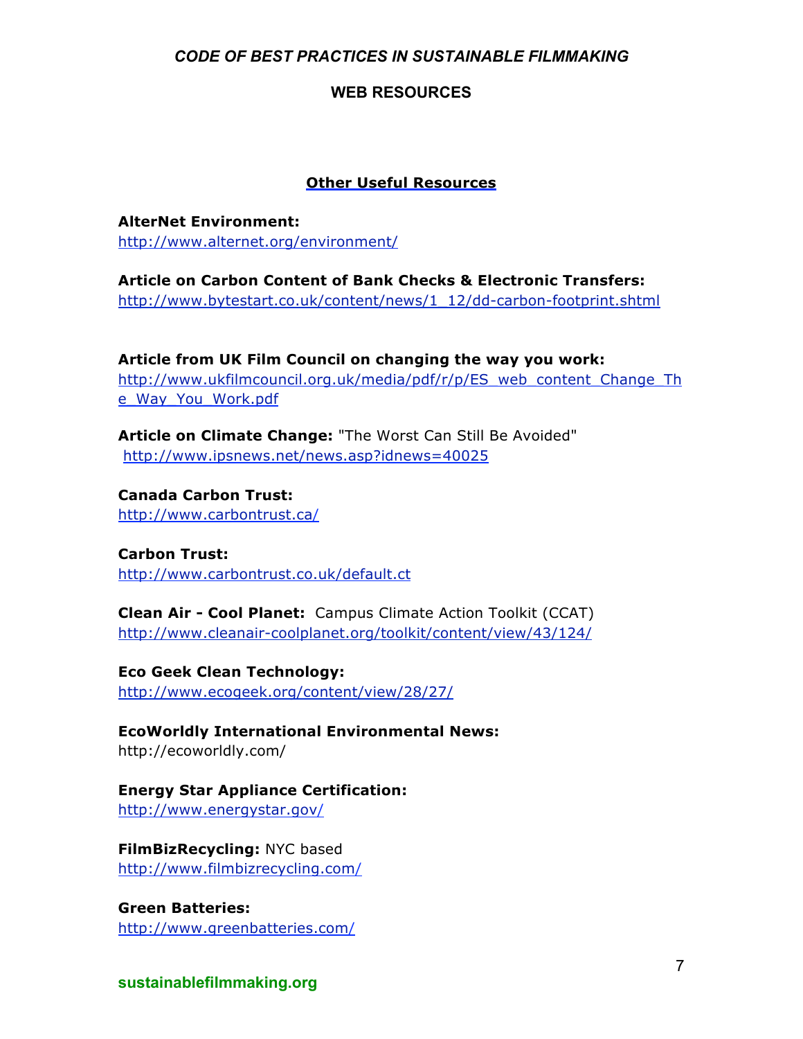# CODE OF BEST PRACTICES IN SUSTAINABLE FILMMAKING

## WEB RESOURCES

### Other Useful Resources

**AlterNet Environment:**
http://www.alternet.org/environment/

**Article on Carbon Content of Bank Checks & Electronic Transfers:**
http://www.bytestart.co.uk/content/news/1_12/dd-carbon-footprint.shtml

**Article from UK Film Council on changing the way you work:**
http://www.ukfilmcouncil.org.uk/media/pdf/r/p/ES_web_content_Change_The_Way_You_Work.pdf

**Article on Climate Change:** "The Worst Can Still Be Avoided"
http://www.ipsnews.net/news.asp?idnews=40025

**Canada Carbon Trust:**
http://www.carbontrust.ca/

**Carbon Trust:**
http://www.carbontrust.co.uk/default.ct

**Clean Air - Cool Planet:** Campus Climate Action Toolkit (CCAT)
http://www.cleanair-coolplanet.org/toolkit/content/view/43/124/

**Eco Geek Clean Technology:**
http://www.ecogeek.org/content/view/28/27/

**EcoWorldly International Environmental News:**
http://ecoworldly.com/

**Energy Star Appliance Certification:**
http://www.energystar.gov/

**FilmBizRecycling:** NYC based
http://www.filmbizrecycling.com/

**Green Batteries:**
http://www.greenbatteries.com/

sustainablefilmmaking.org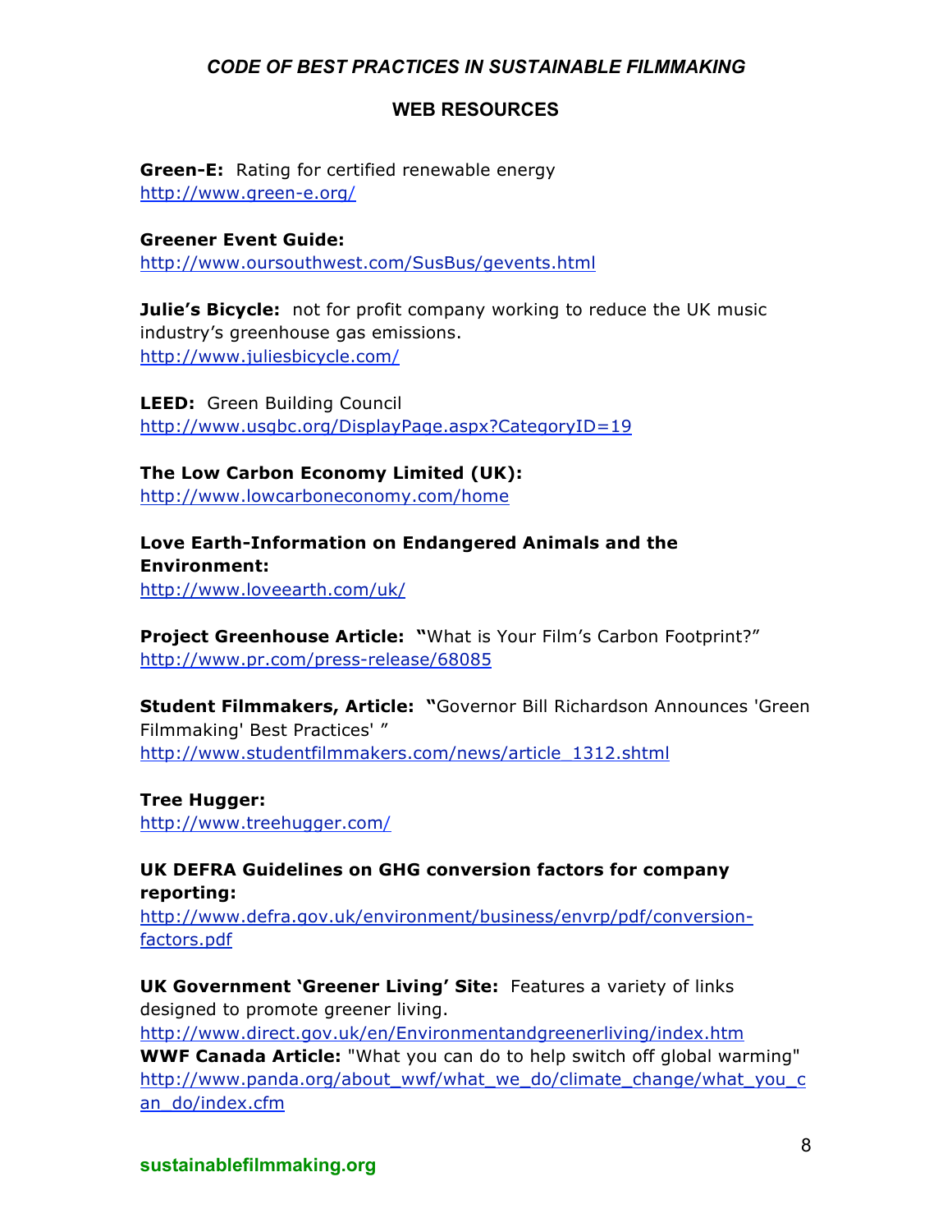## WEB RESOURCES

**Green-E:** Rating for certified renewable energy
http://www.green-e.org/

**Greener Event Guide:**
http://www.oursouthwest.com/SusBus/gevents.html

**Julie's Bicycle:** not for profit company working to reduce the UK music industry's greenhouse gas emissions.
http://www.juliesbicycle.com/

**LEED:** Green Building Council
http://www.usgbc.org/DisplayPage.aspx?CategoryID=19

**The Low Carbon Economy Limited (UK):**
http://www.lowcarboneconomy.com/home

**Love Earth-Information on Endangered Animals and the Environment:**
http://www.loveearth.com/uk/

**Project Greenhouse Article:** "What is Your Film's Carbon Footprint?"
http://www.pr.com/press-release/68085

**Student Filmmakers, Article:** "Governor Bill Richardson Announces 'Green Filmmaking' Best Practices' "
http://www.studentfilmmakers.com/news/article_1312.shtml

**Tree Hugger:**
http://www.treehugger.com/

**UK DEFRA Guidelines on GHG conversion factors for company reporting:**
http://www.defra.gov.uk/environment/business/envrp/pdf/conversion-factors.pdf

**UK Government 'Greener Living' Site:** Features a variety of links designed to promote greener living.
http://www.direct.gov.uk/en/Environmentandgreenerliving/index.htm

**WWF Canada Article:** "What you can do to help switch off global warming"
http://www.panda.org/about_wwf/what_we_do/climate_change/what_you_can_do/index.cfm

sustainablefilmmaking.org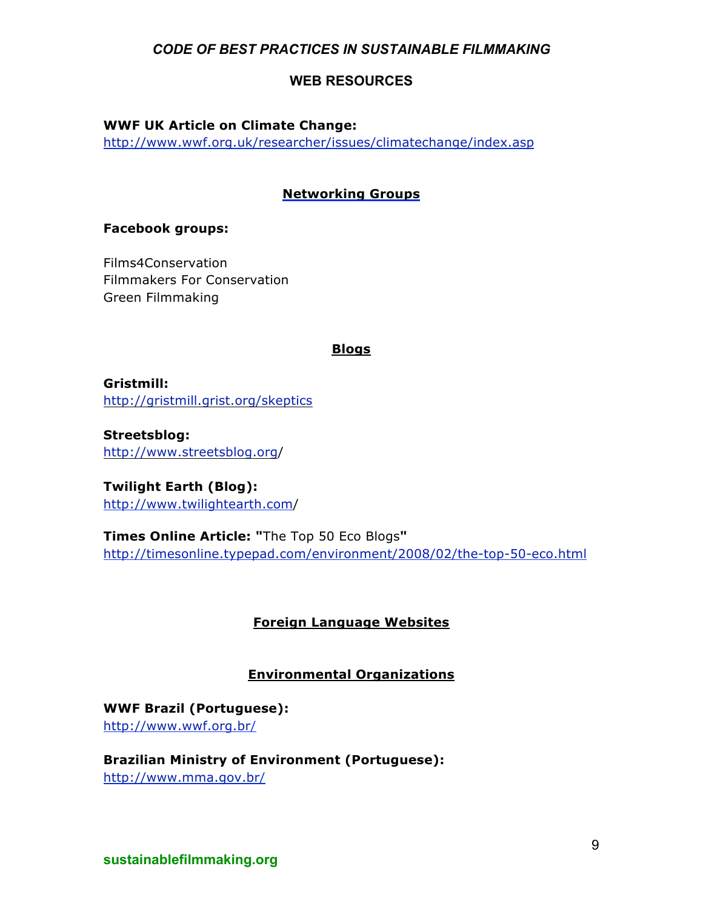## WEB RESOURCES

**WWF UK Article on Climate Change:**
http://www.wwf.org.uk/researcher/issues/climatechange/index.asp

### Networking Groups

**Facebook groups:**

Films4Conservation
Filmmakers For Conservation
Green Filmmaking

### Blogs

**Gristmill:**
http://gristmill.grist.org/skeptics

**Streetsblog:**
http://www.streetsblog.org/

**Twilight Earth (Blog):**
http://www.twilightearth.com/

**Times Online Article: "**The Top 50 Eco Blogs**"**
http://timesonline.typepad.com/environment/2008/02/the-top-50-eco.html

### Foreign Language Websites

### Environmental Organizations

**WWF Brazil (Portuguese):**
http://www.wwf.org.br/

**Brazilian Ministry of Environment (Portuguese):**
http://www.mma.gov.br/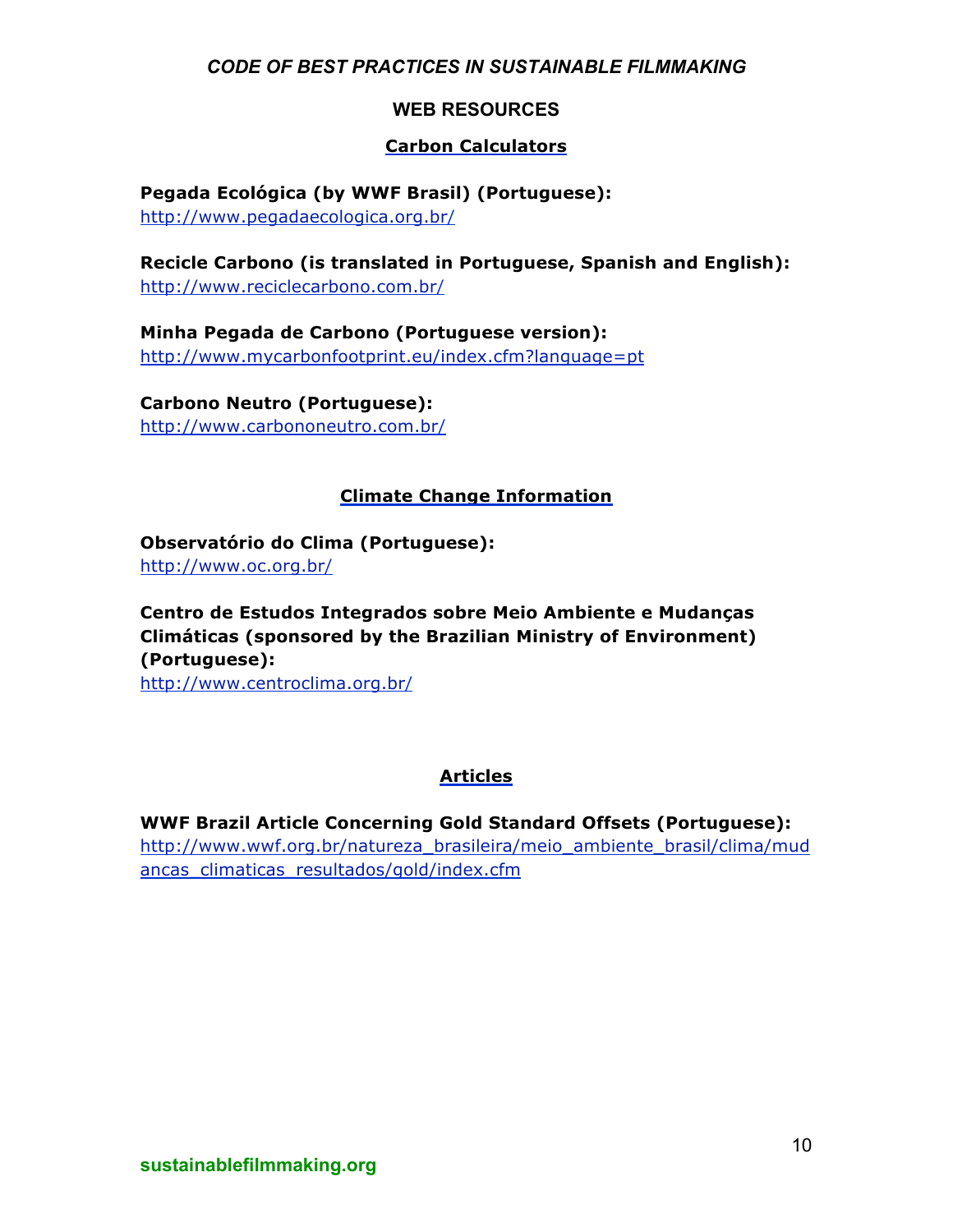# WEB RESOURCES

## Carbon Calculators

**Pegada Ecológica (by WWF Brasil) (Portuguese):**
http://www.pegadaecologica.org.br/

**Recicle Carbono (is translated in Portuguese, Spanish and English):**
http://www.reciclecarbono.com.br/

**Minha Pegada de Carbono (Portuguese version):**
http://www.mycarbonfootprint.eu/index.cfm?language=pt

**Carbono Neutro (Portuguese):**
http://www.carbononeutro.com.br/

## Climate Change Information

**Observatório do Clima (Portuguese):**
http://www.oc.org.br/

**Centro de Estudos Integrados sobre Meio Ambiente e Mudanças Climáticas (sponsored by the Brazilian Ministry of Environment) (Portuguese):**
http://www.centroclima.org.br/

## Articles

**WWF Brazil Article Concerning Gold Standard Offsets (Portuguese):**
http://www.wwf.org.br/natureza_brasileira/meio_ambiente_brasil/clima/mudancas_climaticas_resultados/gold/index.cfm